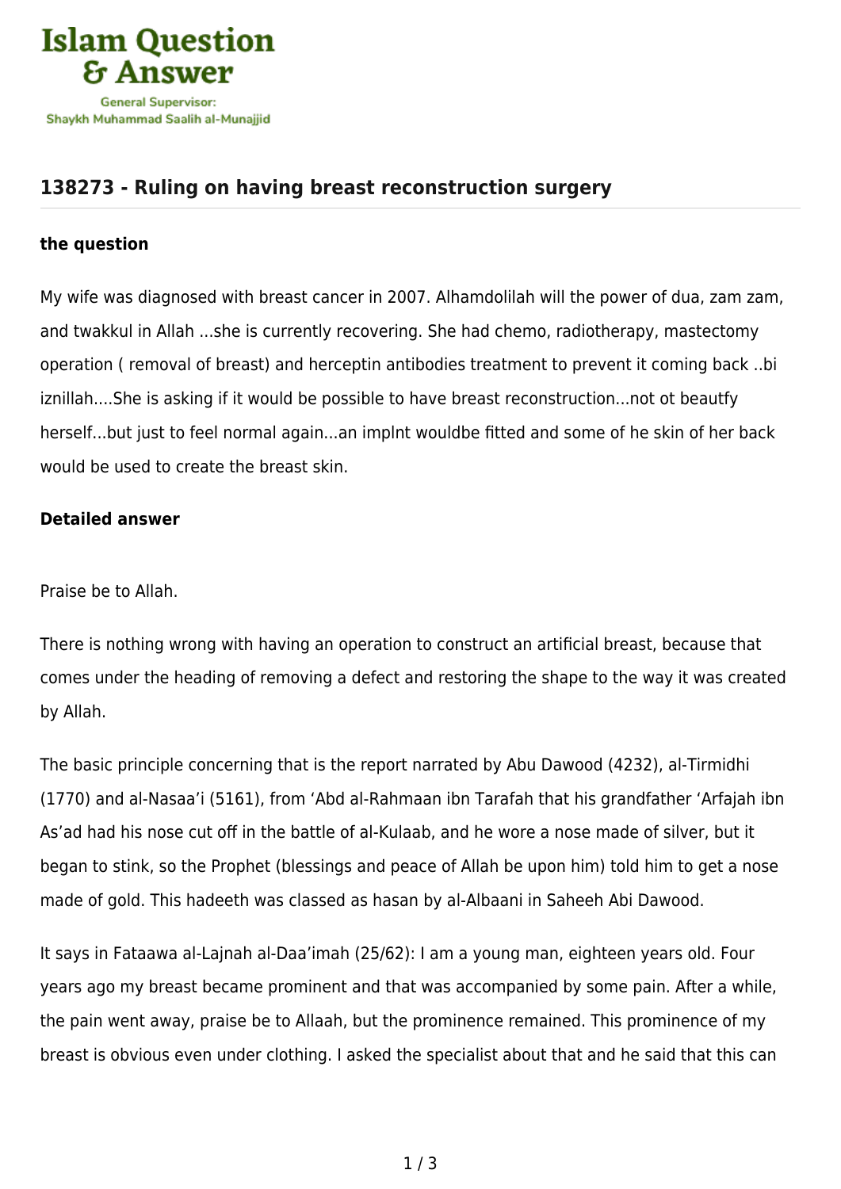# 138273 - Ruling on having breast reconstruction surgery

**the question**

My wife was diagnosed with breast cancer in 2007. Alhamdolilah will the power of dua, zam zam, and twakkul in Allah ...she is currently recovering. She had chemo, radiotherapy, mastectomy operation ( removal of breast) and herceptin antibodies treatment to prevent it coming back ..bi iznillah....She is asking if it would be possible to have breast reconstruction...not ot beautfy herself...but just to feel normal again...an implnt wouldbe fitted and some of he skin of her back would be used to create the breast skin.

**Detailed answer**

Praise be to Allah.

There is nothing wrong with having an operation to construct an artificial breast, because that comes under the heading of removing a defect and restoring the shape to the way it was created by Allah.

The basic principle concerning that is the report narrated by Abu Dawood (4232), al-Tirmidhi (1770) and al-Nasaa'i (5161), from 'Abd al-Rahmaan ibn Tarafah that his grandfather 'Arfajah ibn As'ad had his nose cut off in the battle of al-Kulaab, and he wore a nose made of silver, but it began to stink, so the Prophet (blessings and peace of Allah be upon him) told him to get a nose made of gold. This hadeeth was classed as hasan by al-Albaani in Saheeh Abi Dawood.

It says in Fataawa al-Lajnah al-Daa'imah (25/62): I am a young man, eighteen years old. Four years ago my breast became prominent and that was accompanied by some pain. After a while, the pain went away, praise be to Allaah, but the prominence remained. This prominence of my breast is obvious even under clothing. I asked the specialist about that and he said that this can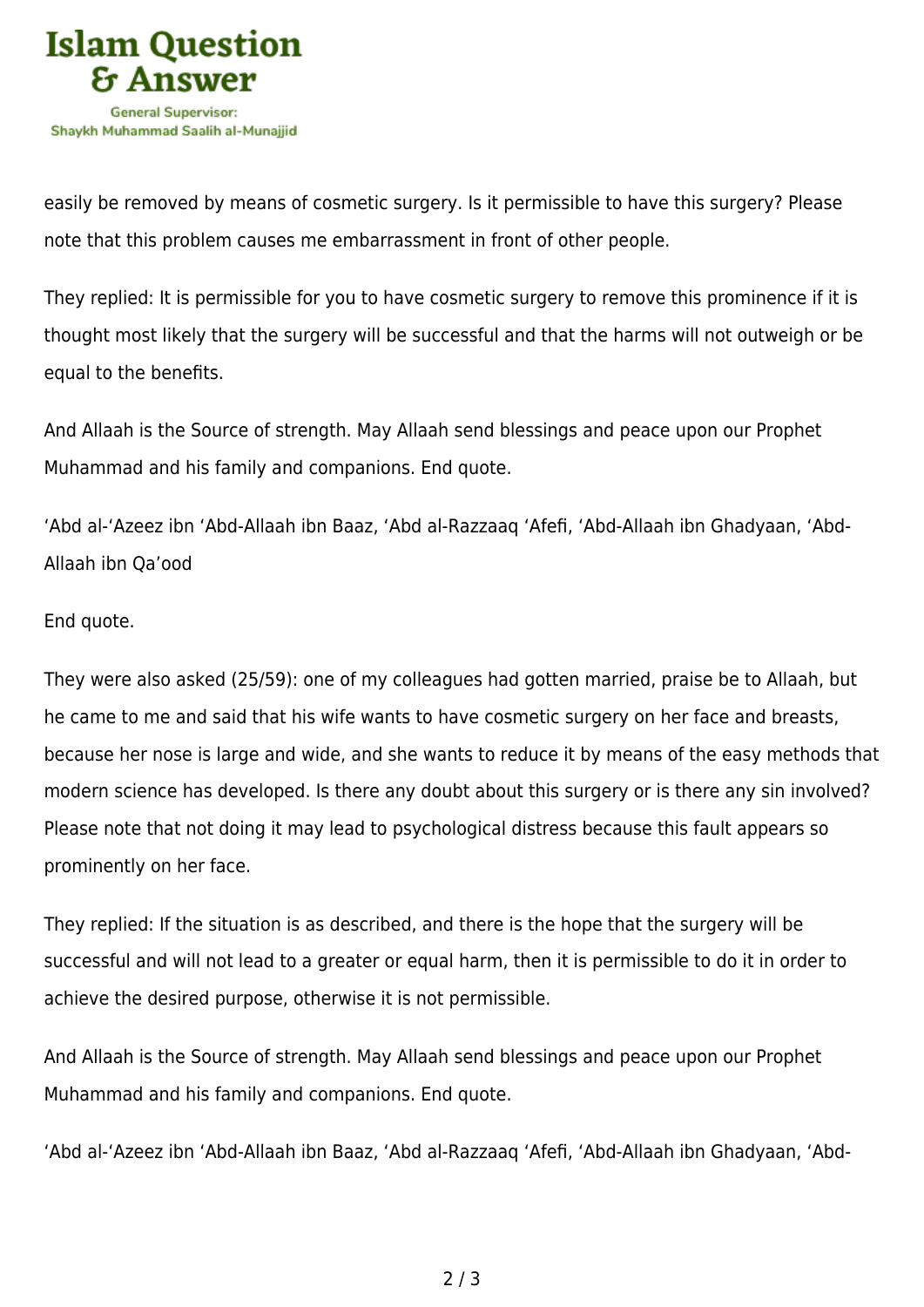easily be removed by means of cosmetic surgery. Is it permissible to have this surgery? Please note that this problem causes me embarrassment in front of other people.

They replied: It is permissible for you to have cosmetic surgery to remove this prominence if it is thought most likely that the surgery will be successful and that the harms will not outweigh or be equal to the benefits.

And Allaah is the Source of strength. May Allaah send blessings and peace upon our Prophet Muhammad and his family and companions. End quote.

‘Abd al-‘Azeez ibn ‘Abd-Allaah ibn Baaz, ‘Abd al-Razzaaq ‘Afefi, ‘Abd-Allaah ibn Ghadyaan, ‘Abd-Allaah ibn Qa’ood

End quote.

They were also asked (25/59): one of my colleagues had gotten married, praise be to Allaah, but he came to me and said that his wife wants to have cosmetic surgery on her face and breasts, because her nose is large and wide, and she wants to reduce it by means of the easy methods that modern science has developed. Is there any doubt about this surgery or is there any sin involved? Please note that not doing it may lead to psychological distress because this fault appears so prominently on her face.

They replied: If the situation is as described, and there is the hope that the surgery will be successful and will not lead to a greater or equal harm, then it is permissible to do it in order to achieve the desired purpose, otherwise it is not permissible.

And Allaah is the Source of strength. May Allaah send blessings and peace upon our Prophet Muhammad and his family and companions. End quote.

‘Abd al-‘Azeez ibn ‘Abd-Allaah ibn Baaz, ‘Abd al-Razzaaq ‘Afefi, ‘Abd-Allaah ibn Ghadyaan, ‘Abd-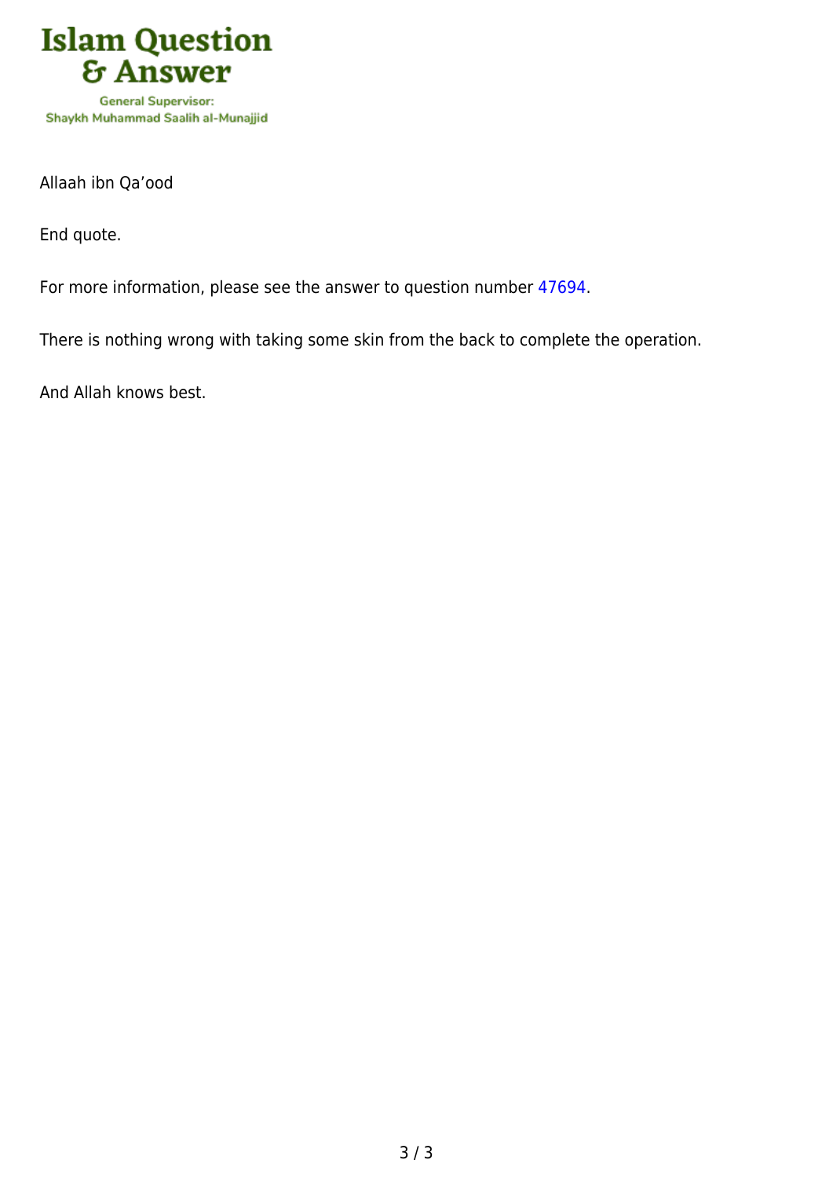Allaah ibn Qa'ood

End quote.

For more information, please see the answer to question number 47694.

There is nothing wrong with taking some skin from the back to complete the operation.

And Allah knows best.